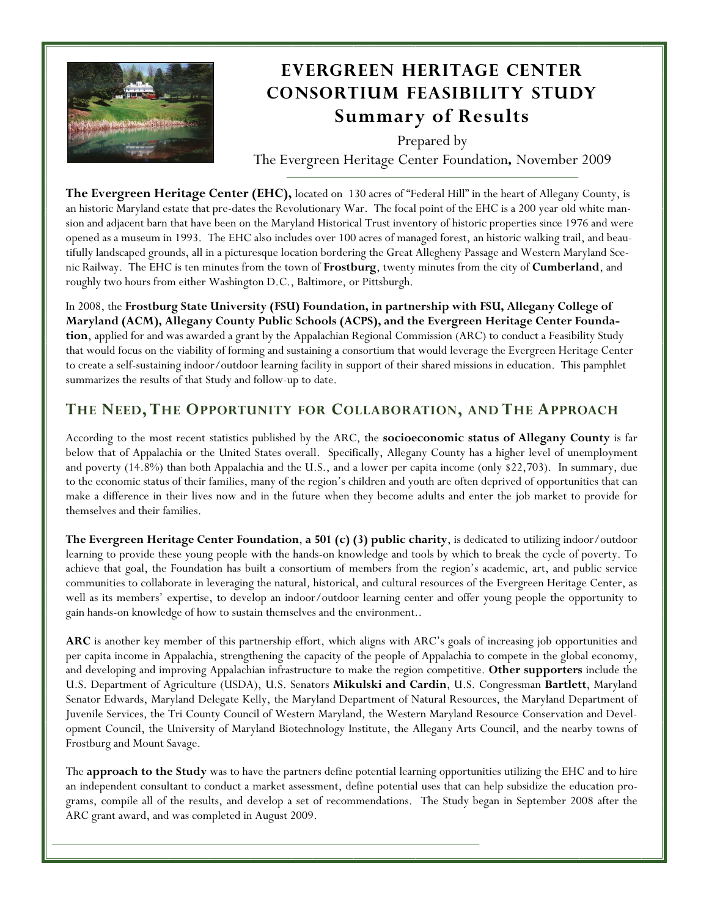# EVERGREEN HERITAGE CENTER CONSORTIUM FEASIBILITY STUDY
## Summary of Results

Prepared by
The Evergreen Heritage Center Foundation**,** November 2009

**The Evergreen Heritage Center (EHC),** located on 130 acres of "Federal Hill" in the heart of Allegany County, is an historic Maryland estate that pre-dates the Revolutionary War. The focal point of the EHC is a 200 year old white mansion and adjacent barn that have been on the Maryland Historical Trust inventory of historic properties since 1976 and were opened as a museum in 1993. The EHC also includes over 100 acres of managed forest, an historic walking trail, and beautifully landscaped grounds, all in a picturesque location bordering the Great Allegheny Passage and Western Maryland Scenic Railway. The EHC is ten minutes from the town of **Frostburg**, twenty minutes from the city of **Cumberland**, and roughly two hours from either Washington D.C., Baltimore, or Pittsburgh.

In 2008, the **Frostburg State University (FSU) Foundation, in partnership with FSU, Allegany College of Maryland (ACM), Allegany County Public Schools (ACPS), and the Evergreen Heritage Center Foundation**, applied for and was awarded a grant by the Appalachian Regional Commission (ARC) to conduct a Feasibility Study that would focus on the viability of forming and sustaining a consortium that would leverage the Evergreen Heritage Center to create a self-sustaining indoor/outdoor learning facility in support of their shared missions in education. This pamphlet summarizes the results of that Study and follow-up to date.

## THE NEED, THE OPPORTUNITY FOR COLLABORATION, AND THE APPROACH

According to the most recent statistics published by the ARC, the **socioeconomic status of Allegany County** is far below that of Appalachia or the United States overall. Specifically, Allegany County has a higher level of unemployment and poverty (14.8%) than both Appalachia and the U.S., and a lower per capita income (only $22,703). In summary, due to the economic status of their families, many of the region's children and youth are often deprived of opportunities that can make a difference in their lives now and in the future when they become adults and enter the job market to provide for themselves and their families.

**The Evergreen Heritage Center Foundation**, **a 501 (c) (3) public charity**, is dedicated to utilizing indoor/outdoor learning to provide these young people with the hands-on knowledge and tools by which to break the cycle of poverty. To achieve that goal, the Foundation has built a consortium of members from the region's academic, art, and public service communities to collaborate in leveraging the natural, historical, and cultural resources of the Evergreen Heritage Center, as well as its members' expertise, to develop an indoor/outdoor learning center and offer young people the opportunity to gain hands-on knowledge of how to sustain themselves and the environment..

**ARC** is another key member of this partnership effort, which aligns with ARC's goals of increasing job opportunities and per capita income in Appalachia, strengthening the capacity of the people of Appalachia to compete in the global economy, and developing and improving Appalachian infrastructure to make the region competitive. **Other supporters** include the U.S. Department of Agriculture (USDA), U.S. Senators **Mikulski and Cardin**, U.S. Congressman **Bartlett**, Maryland Senator Edwards, Maryland Delegate Kelly, the Maryland Department of Natural Resources, the Maryland Department of Juvenile Services, the Tri County Council of Western Maryland, the Western Maryland Resource Conservation and Development Council, the University of Maryland Biotechnology Institute, the Allegany Arts Council, and the nearby towns of Frostburg and Mount Savage.

The **approach to the Study** was to have the partners define potential learning opportunities utilizing the EHC and to hire an independent consultant to conduct a market assessment, define potential uses that can help subsidize the education programs, compile all of the results, and develop a set of recommendations. The Study began in September 2008 after the ARC grant award, and was completed in August 2009.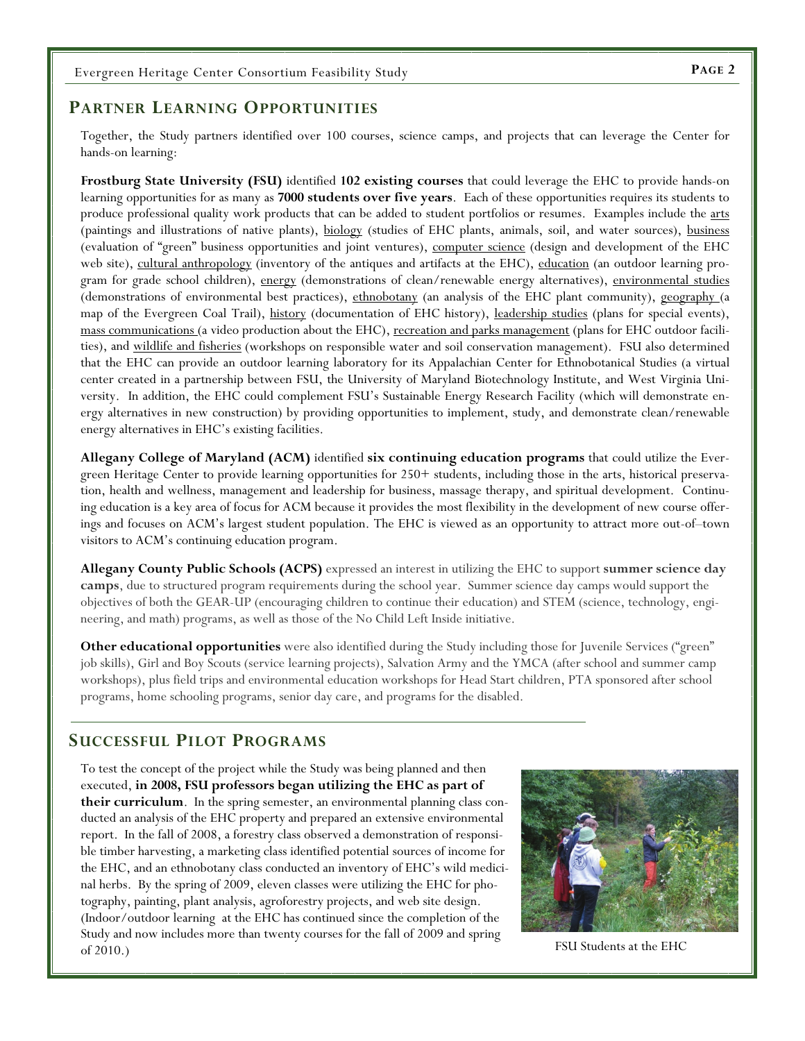## PARTNER LEARNING OPPORTUNITIES

Together, the Study partners identified over 100 courses, science camps, and projects that can leverage the Center for hands-on learning:

**Frostburg State University (FSU)** identified **102 existing courses** that could leverage the EHC to provide hands-on learning opportunities for as many as **7000 students over five years**. Each of these opportunities requires its students to produce professional quality work products that can be added to student portfolios or resumes. Examples include the arts (paintings and illustrations of native plants), biology (studies of EHC plants, animals, soil, and water sources), business (evaluation of "green" business opportunities and joint ventures), computer science (design and development of the EHC web site), cultural anthropology (inventory of the antiques and artifacts at the EHC), education (an outdoor learning program for grade school children), energy (demonstrations of clean/renewable energy alternatives), environmental studies (demonstrations of environmental best practices), ethnobotany (an analysis of the EHC plant community), geography (a map of the Evergreen Coal Trail), history (documentation of EHC history), leadership studies (plans for special events), mass communications (a video production about the EHC), recreation and parks management (plans for EHC outdoor facilities), and wildlife and fisheries (workshops on responsible water and soil conservation management). FSU also determined that the EHC can provide an outdoor learning laboratory for its Appalachian Center for Ethnobotanical Studies (a virtual center created in a partnership between FSU, the University of Maryland Biotechnology Institute, and West Virginia University. In addition, the EHC could complement FSU's Sustainable Energy Research Facility (which will demonstrate energy alternatives in new construction) by providing opportunities to implement, study, and demonstrate clean/renewable energy alternatives in EHC's existing facilities.

**Allegany College of Maryland (ACM)** identified **six continuing education programs** that could utilize the Evergreen Heritage Center to provide learning opportunities for 250+ students, including those in the arts, historical preservation, health and wellness, management and leadership for business, massage therapy, and spiritual development. Continuing education is a key area of focus for ACM because it provides the most flexibility in the development of new course offerings and focuses on ACM's largest student population. The EHC is viewed as an opportunity to attract more out-of–town visitors to ACM's continuing education program.

**Allegany County Public Schools (ACPS)** expressed an interest in utilizing the EHC to support **summer science day camps**, due to structured program requirements during the school year. Summer science day camps would support the objectives of both the GEAR-UP (encouraging children to continue their education) and STEM (science, technology, engineering, and math) programs, as well as those of the No Child Left Inside initiative.

**Other educational opportunities** were also identified during the Study including those for Juvenile Services ("green" job skills), Girl and Boy Scouts (service learning projects), Salvation Army and the YMCA (after school and summer camp workshops), plus field trips and environmental education workshops for Head Start children, PTA sponsored after school programs, home schooling programs, senior day care, and programs for the disabled.

## SUCCESSFUL PILOT PROGRAMS

To test the concept of the project while the Study was being planned and then executed, **in 2008, FSU professors began utilizing the EHC as part of their curriculum**. In the spring semester, an environmental planning class conducted an analysis of the EHC property and prepared an extensive environmental report. In the fall of 2008, a forestry class observed a demonstration of responsible timber harvesting, a marketing class identified potential sources of income for the EHC, and an ethnobotany class conducted an inventory of EHC's wild medicinal herbs. By the spring of 2009, eleven classes were utilizing the EHC for photography, painting, plant analysis, agroforestry projects, and web site design. (Indoor/outdoor learning at the EHC has continued since the completion of the Study and now includes more than twenty courses for the fall of 2009 and spring of 2010.)

FSU Students at the EHC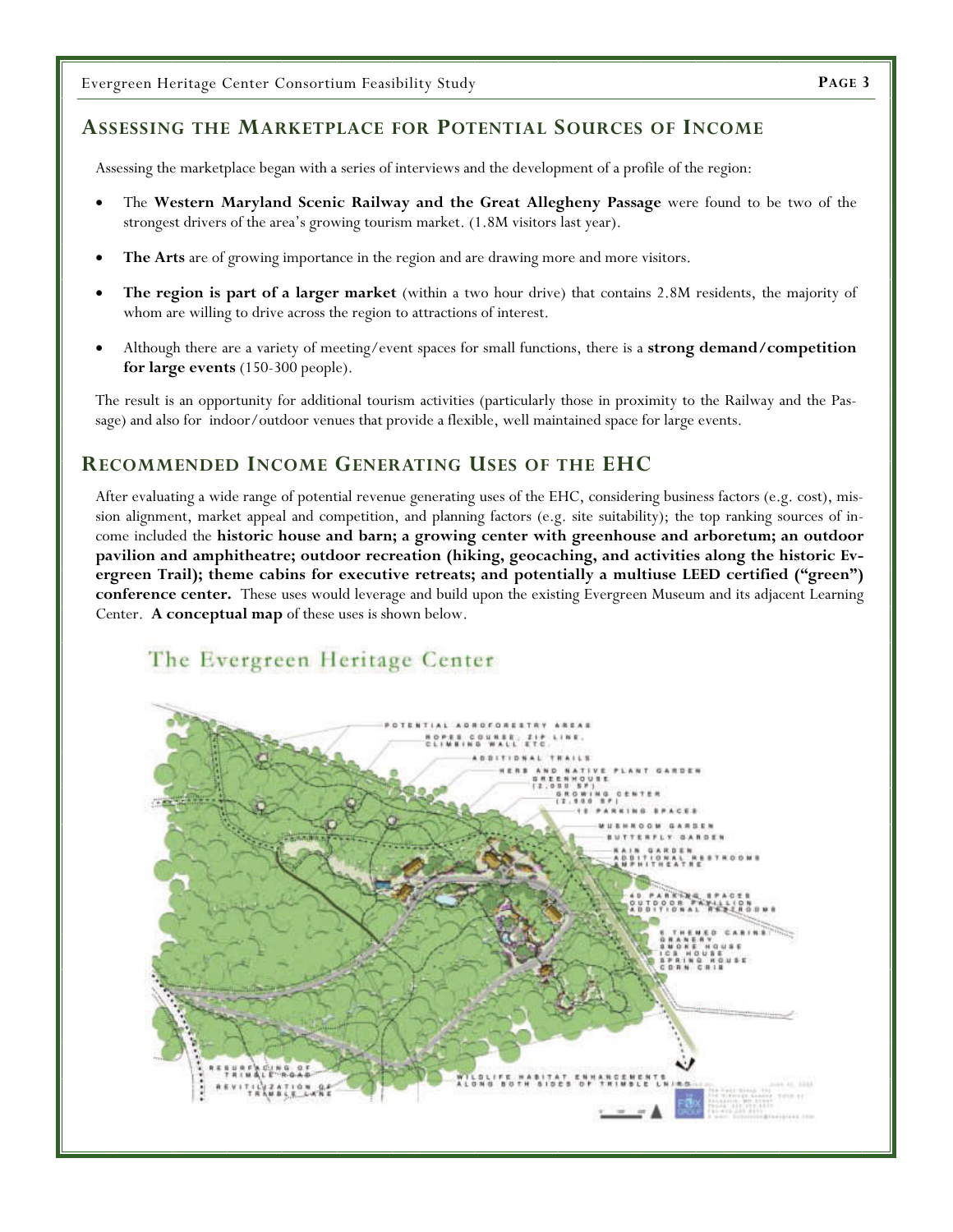## Assessing the Marketplace for Potential Sources of Income

Assessing the marketplace began with a series of interviews and the development of a profile of the region:

- The **Western Maryland Scenic Railway and the Great Allegheny Passage** were found to be two of the strongest drivers of the area's growing tourism market. (1.8M visitors last year).
- **The Arts** are of growing importance in the region and are drawing more and more visitors.
- **The region is part of a larger market** (within a two hour drive) that contains 2.8M residents, the majority of whom are willing to drive across the region to attractions of interest.
- Although there are a variety of meeting/event spaces for small functions, there is a **strong demand/competition for large events** (150-300 people).

The result is an opportunity for additional tourism activities (particularly those in proximity to the Railway and the Passage) and also for indoor/outdoor venues that provide a flexible, well maintained space for large events.

## Recommended Income Generating Uses of the EHC

After evaluating a wide range of potential revenue generating uses of the EHC, considering business factors (e.g. cost), mission alignment, market appeal and competition, and planning factors (e.g. site suitability); the top ranking sources of income included the **historic house and barn; a growing center with greenhouse and arboretum; an outdoor pavilion and amphitheatre; outdoor recreation (hiking, geocaching, and activities along the historic Evergreen Trail); theme cabins for executive retreats; and potentially a multiuse LEED certified ("green") conference center.** These uses would leverage and build upon the existing Evergreen Museum and its adjacent Learning Center. **A conceptual map** of these uses is shown below.

The Evergreen Heritage Center

POTENTIAL AGROFORESTRY AREAS
ROPES COURSE, ZIP LINE, CLIMBING WALL ETC.
ADDITIONAL TRAILS
HERB AND NATIVE PLANT GARDEN
GREENHOUSE (2,000 SF)
GROWING CENTER (2,500 SF)
15 PARKING SPACES
MUSHROOM GARDEN
BUTTERFLY GARDEN
RAIN GARDEN
ADDITIONAL RESTROOMS
AMPHITHEATRE
40 PARKING SPACES
OUTDOOR PAVILLION
ADDITIONAL RESTROOMS
5 THEMED CABINS
GRANERY
SMOKE HOUSE
ICE HOUSE
SPRING HOUSE
CORN CRIB
RESURFACING OF TRIMBLE ROAD
REVITILIZATION OF TRAMBLE LANE
WILDLIFE HABITAT ENHANCEMENTS ALONG BOTH SIDES OF TRIMBLE LN.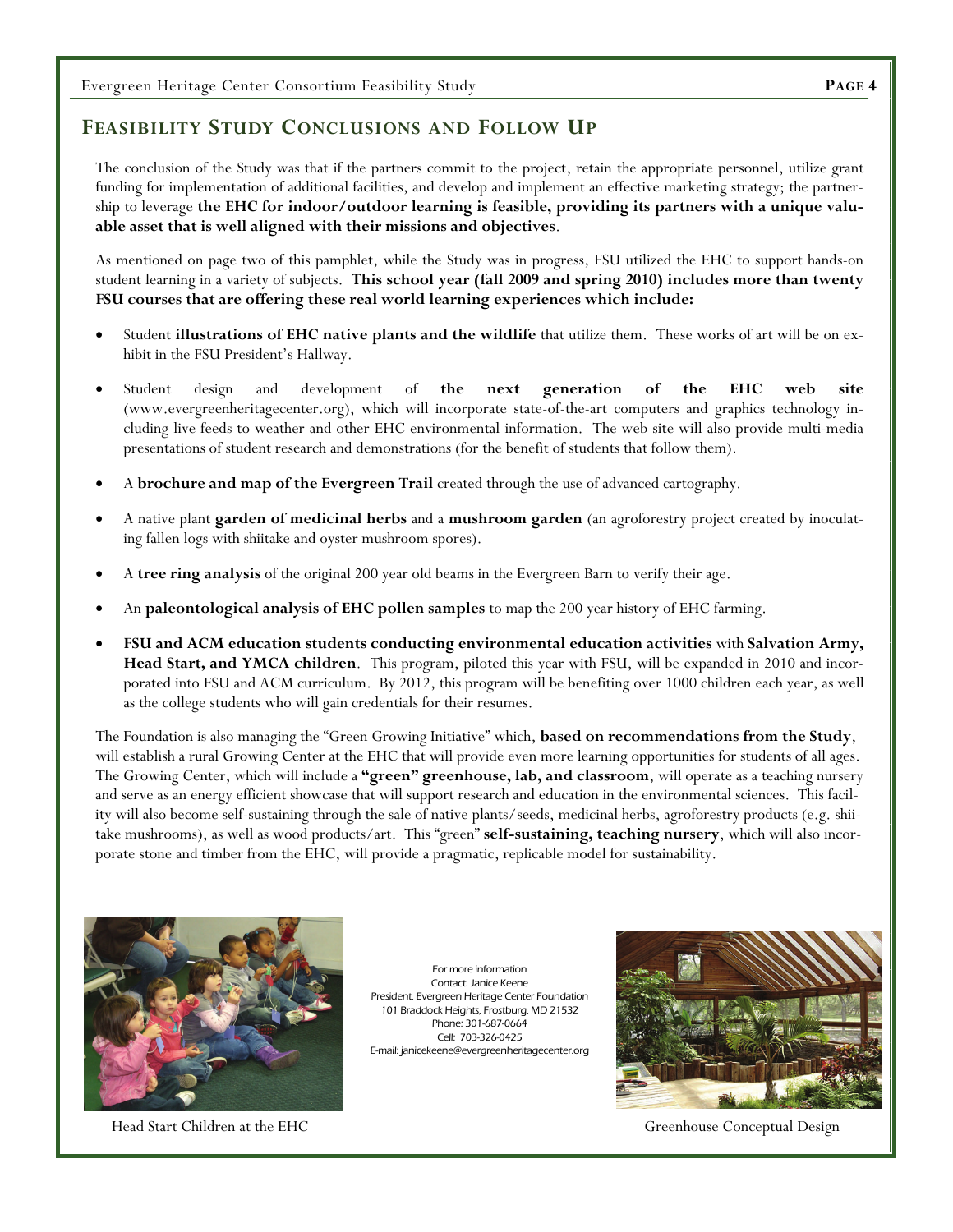## Feasibility Study Conclusions and Follow Up

The conclusion of the Study was that if the partners commit to the project, retain the appropriate personnel, utilize grant funding for implementation of additional facilities, and develop and implement an effective marketing strategy; the partnership to leverage **the EHC for indoor/outdoor learning is feasible, providing its partners with a unique valuable asset that is well aligned with their missions and objectives**.

As mentioned on page two of this pamphlet, while the Study was in progress, FSU utilized the EHC to support hands-on student learning in a variety of subjects. **This school year (fall 2009 and spring 2010) includes more than twenty FSU courses that are offering these real world learning experiences which include:**

- Student **illustrations of EHC native plants and the wildlife** that utilize them. These works of art will be on exhibit in the FSU President's Hallway.
- Student design and development of **the next generation of the EHC web site** (www.evergreenheritagecenter.org), which will incorporate state-of-the-art computers and graphics technology including live feeds to weather and other EHC environmental information. The web site will also provide multi-media presentations of student research and demonstrations (for the benefit of students that follow them).
- A **brochure and map of the Evergreen Trail** created through the use of advanced cartography.
- A native plant **garden of medicinal herbs** and a **mushroom garden** (an agroforestry project created by inoculating fallen logs with shiitake and oyster mushroom spores).
- A **tree ring analysis** of the original 200 year old beams in the Evergreen Barn to verify their age.
- An **paleontological analysis of EHC pollen samples** to map the 200 year history of EHC farming.
- **FSU and ACM education students conducting environmental education activities** with **Salvation Army, Head Start, and YMCA children**. This program, piloted this year with FSU, will be expanded in 2010 and incorporated into FSU and ACM curriculum. By 2012, this program will be benefiting over 1000 children each year, as well as the college students who will gain credentials for their resumes.

The Foundation is also managing the "Green Growing Initiative" which, **based on recommendations from the Study**, will establish a rural Growing Center at the EHC that will provide even more learning opportunities for students of all ages. The Growing Center, which will include a **"green" greenhouse, lab, and classroom**, will operate as a teaching nursery and serve as an energy efficient showcase that will support research and education in the environmental sciences. This facility will also become self-sustaining through the sale of native plants/seeds, medicinal herbs, agroforestry products (e.g. shiitake mushrooms), as well as wood products/art. This "green" **self-sustaining, teaching nursery**, which will also incorporate stone and timber from the EHC, will provide a pragmatic, replicable model for sustainability.

Head Start Children at the EHC

For more information
Contact: Janice Keene
President, Evergreen Heritage Center Foundation
101 Braddock Heights, Frostburg, MD 21532
Phone: 301-687-0664
Cell: 703-326-0425
E-mail: janicekeene@evergreenheritagecenter.org

Greenhouse Conceptual Design